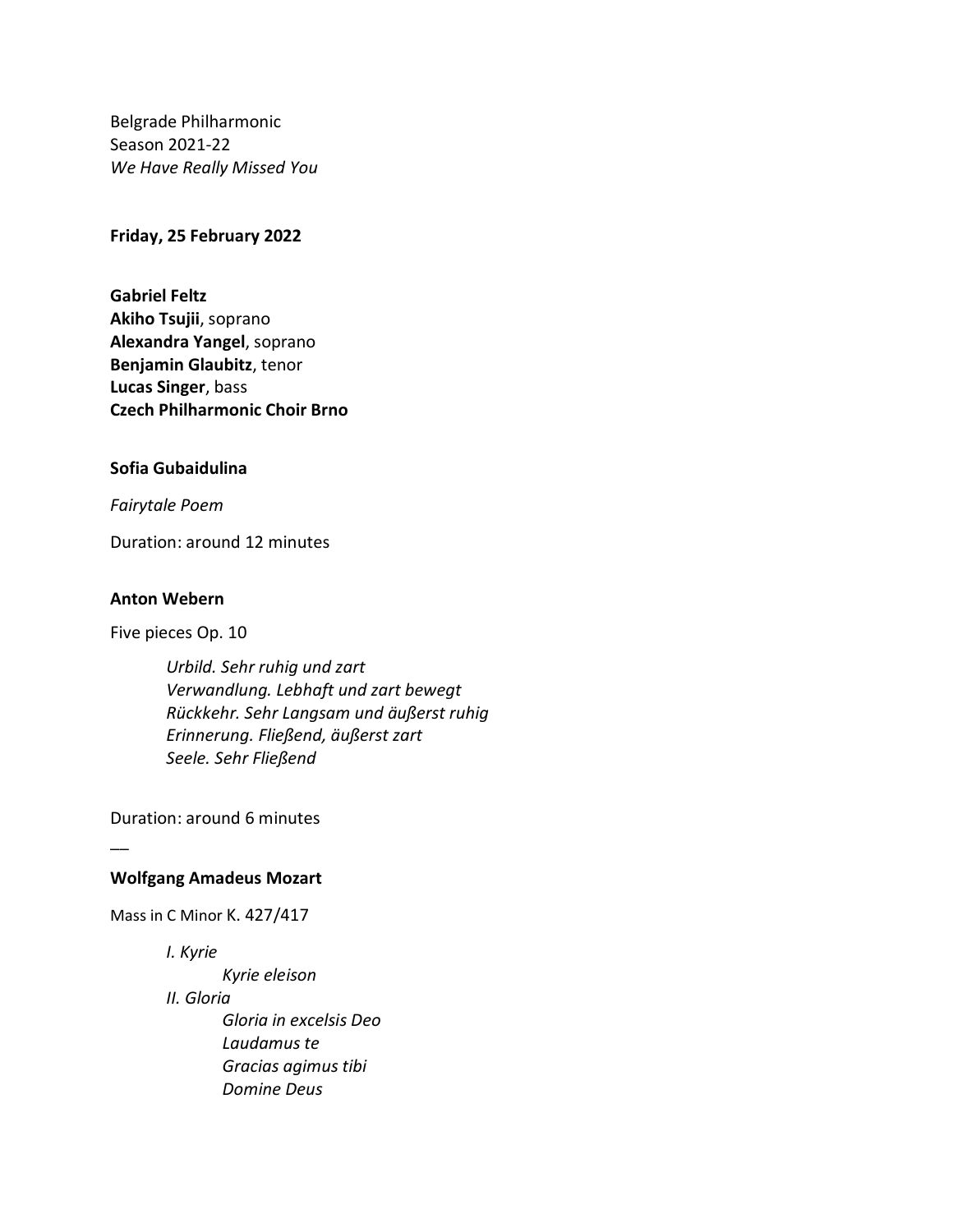Belgrade Philharmonic
Season 2021-22
*We Have Really Missed You*

**Friday, 25 February 2022**

**Gabriel Feltz**
**Akiho Tsujii**, soprano
**Alexandra Yangel**, soprano
**Benjamin Glaubitz**, tenor
**Lucas Singer**, bass
**Czech Philharmonic Choir Brno**

**Sofia Gubaidulina**

*Fairytale Poem*

Duration: around 12 minutes

**Anton Webern**

Five pieces Op. 10

> *Urbild. Sehr ruhig und zart*
> *Verwandlung. Lebhaft und zart bewegt*
> *Rückkehr. Sehr Langsam und äußerst ruhig*
> *Erinnerung. Fließend, äußerst zart*
> *Seele. Sehr Fließend*

Duration: around 6 minutes

—

**Wolfgang Amadeus Mozart**

Mass in C Minor K. 427/417

- *I. Kyrie*
  - *Kyrie eleison*
- *II. Gloria*
  - *Gloria in excelsis Deo*
  - *Laudamus te*
  - *Gracias agimus tibi*
  - *Domine Deus*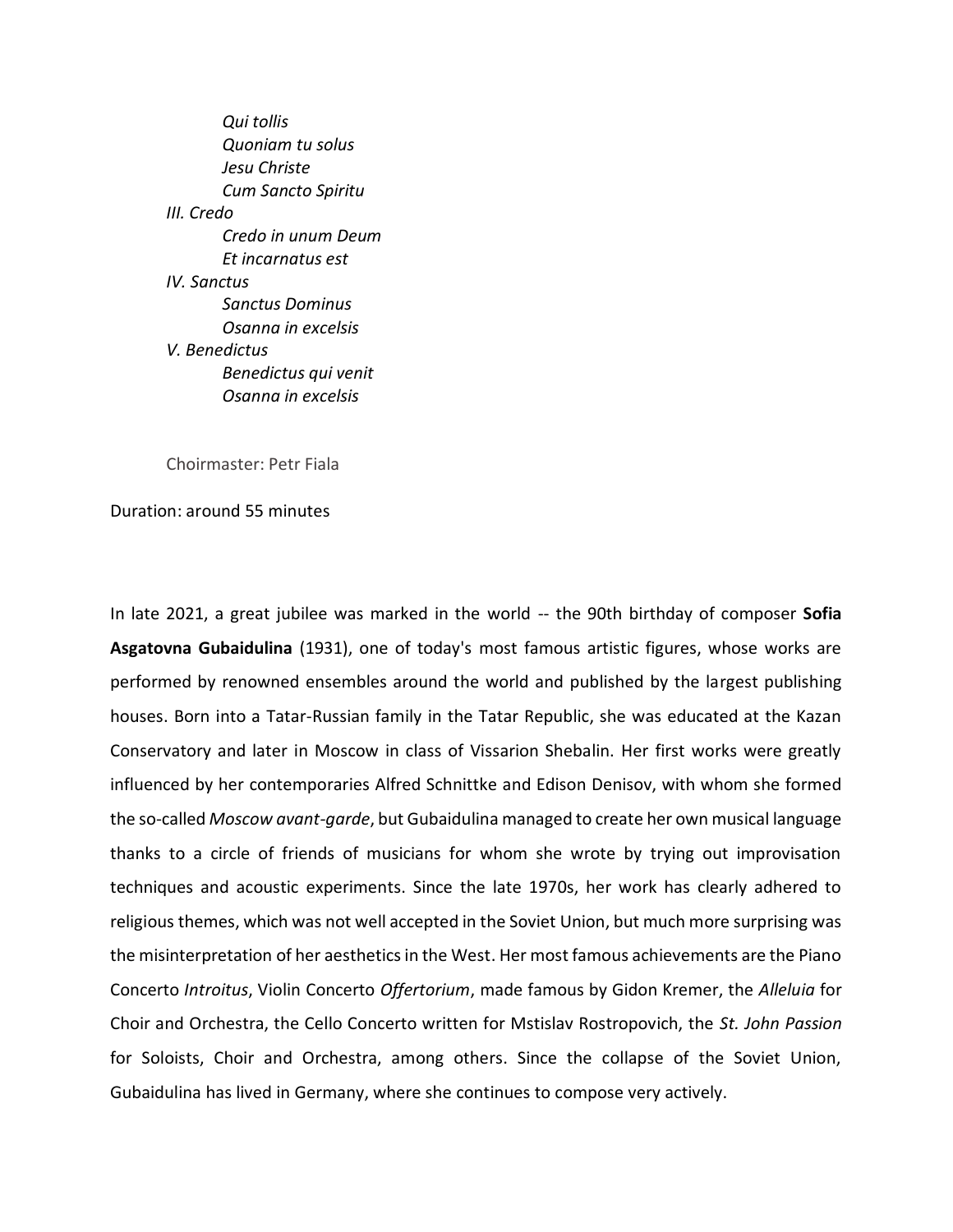*Qui tollis*
*Quoniam tu solus*
*Jesu Christe*
*Cum Sancto Spiritu*

*III. Credo*
*Credo in unum Deum*
*Et incarnatus est*

*IV. Sanctus*
*Sanctus Dominus*
*Osanna in excelsis*

*V. Benedictus*
*Benedictus qui venit*
*Osanna in excelsis*

Choirmaster: Petr Fiala

Duration: around 55 minutes

In late 2021, a great jubilee was marked in the world -- the 90th birthday of composer **Sofia Asgatovna Gubaidulina** (1931), one of today's most famous artistic figures, whose works are performed by renowned ensembles around the world and published by the largest publishing houses. Born into a Tatar-Russian family in the Tatar Republic, she was educated at the Kazan Conservatory and later in Moscow in class of Vissarion Shebalin. Her first works were greatly influenced by her contemporaries Alfred Schnittke and Edison Denisov, with whom she formed the so-called *Moscow avant-garde*, but Gubaidulina managed to create her own musical language thanks to a circle of friends of musicians for whom she wrote by trying out improvisation techniques and acoustic experiments. Since the late 1970s, her work has clearly adhered to religious themes, which was not well accepted in the Soviet Union, but much more surprising was the misinterpretation of her aesthetics in the West. Her most famous achievements are the Piano Concerto *Introitus*, Violin Concerto *Offertorium*, made famous by Gidon Kremer, the *Alleluia* for Choir and Orchestra, the Cello Concerto written for Mstislav Rostropovich, the *St. John Passion* for Soloists, Choir and Orchestra, among others. Since the collapse of the Soviet Union, Gubaidulina has lived in Germany, where she continues to compose very actively.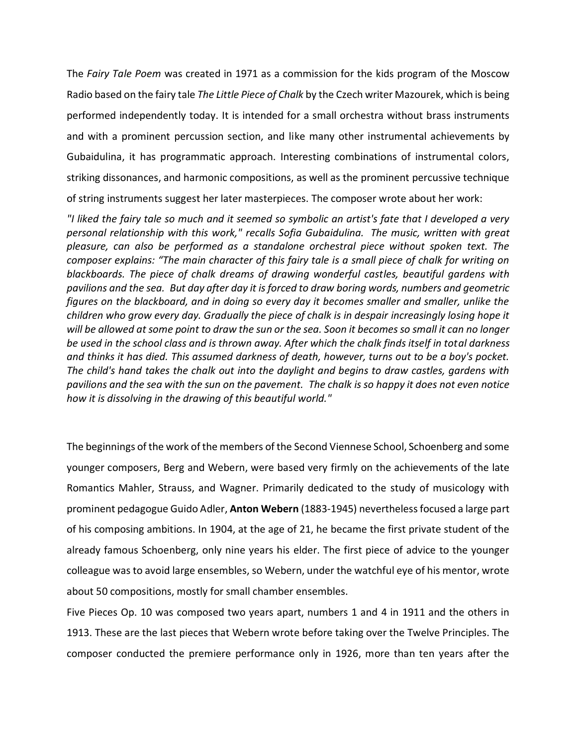The *Fairy Tale Poem* was created in 1971 as a commission for the kids program of the Moscow Radio based on the fairy tale *The Little Piece of Chalk* by the Czech writer Mazourek, which is being performed independently today. It is intended for a small orchestra without brass instruments and with a prominent percussion section, and like many other instrumental achievements by Gubaidulina, it has programmatic approach. Interesting combinations of instrumental colors, striking dissonances, and harmonic compositions, as well as the prominent percussive technique of string instruments suggest her later masterpieces. The composer wrote about her work:

*"I liked the fairy tale so much and it seemed so symbolic an artist's fate that I developed a very personal relationship with this work," recalls Sofia Gubaidulina. The music, written with great pleasure, can also be performed as a standalone orchestral piece without spoken text. The composer explains: "The main character of this fairy tale is a small piece of chalk for writing on blackboards. The piece of chalk dreams of drawing wonderful castles, beautiful gardens with pavilions and the sea. But day after day it is forced to draw boring words, numbers and geometric figures on the blackboard, and in doing so every day it becomes smaller and smaller, unlike the children who grow every day. Gradually the piece of chalk is in despair increasingly losing hope it will be allowed at some point to draw the sun or the sea. Soon it becomes so small it can no longer be used in the school class and is thrown away. After which the chalk finds itself in total darkness and thinks it has died. This assumed darkness of death, however, turns out to be a boy's pocket. The child's hand takes the chalk out into the daylight and begins to draw castles, gardens with pavilions and the sea with the sun on the pavement. The chalk is so happy it does not even notice how it is dissolving in the drawing of this beautiful world."*

The beginnings of the work of the members of the Second Viennese School, Schoenberg and some younger composers, Berg and Webern, were based very firmly on the achievements of the late Romantics Mahler, Strauss, and Wagner. Primarily dedicated to the study of musicology with prominent pedagogue Guido Adler, **Anton Webern** (1883-1945) nevertheless focused a large part of his composing ambitions. In 1904, at the age of 21, he became the first private student of the already famous Schoenberg, only nine years his elder. The first piece of advice to the younger colleague was to avoid large ensembles, so Webern, under the watchful eye of his mentor, wrote about 50 compositions, mostly for small chamber ensembles.

Five Pieces Op. 10 was composed two years apart, numbers 1 and 4 in 1911 and the others in 1913. These are the last pieces that Webern wrote before taking over the Twelve Principles. The composer conducted the premiere performance only in 1926, more than ten years after the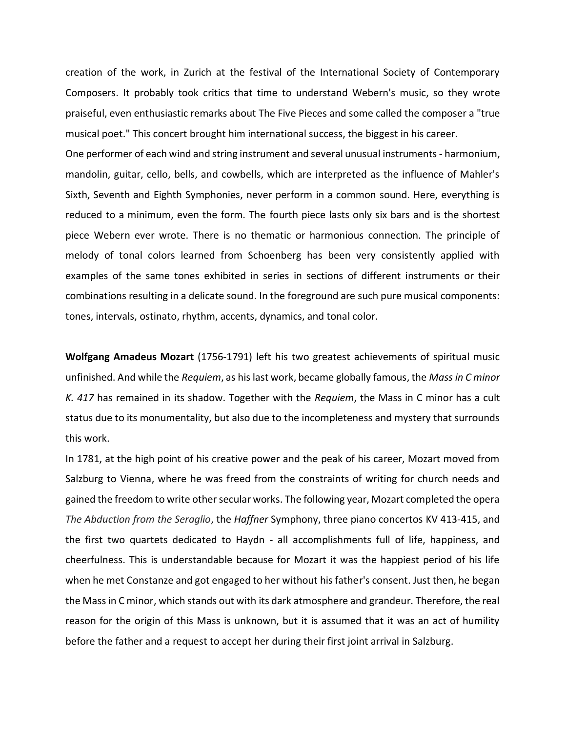creation of the work, in Zurich at the festival of the International Society of Contemporary Composers. It probably took critics that time to understand Webern's music, so they wrote praiseful, even enthusiastic remarks about The Five Pieces and some called the composer a "true musical poet." This concert brought him international success, the biggest in his career.

One performer of each wind and string instrument and several unusual instruments - harmonium, mandolin, guitar, cello, bells, and cowbells, which are interpreted as the influence of Mahler's Sixth, Seventh and Eighth Symphonies, never perform in a common sound. Here, everything is reduced to a minimum, even the form. The fourth piece lasts only six bars and is the shortest piece Webern ever wrote. There is no thematic or harmonious connection. The principle of melody of tonal colors learned from Schoenberg has been very consistently applied with examples of the same tones exhibited in series in sections of different instruments or their combinations resulting in a delicate sound. In the foreground are such pure musical components: tones, intervals, ostinato, rhythm, accents, dynamics, and tonal color.

**Wolfgang Amadeus Mozart** (1756-1791) left his two greatest achievements of spiritual music unfinished. And while the *Requiem*, as his last work, became globally famous, the *Mass in C minor K. 417* has remained in its shadow. Together with the *Requiem*, the Mass in C minor has a cult status due to its monumentality, but also due to the incompleteness and mystery that surrounds this work.

In 1781, at the high point of his creative power and the peak of his career, Mozart moved from Salzburg to Vienna, where he was freed from the constraints of writing for church needs and gained the freedom to write other secular works. The following year, Mozart completed the opera *The Abduction from the Seraglio*, the *Haffner* Symphony, three piano concertos KV 413-415, and the first two quartets dedicated to Haydn - all accomplishments full of life, happiness, and cheerfulness. This is understandable because for Mozart it was the happiest period of his life when he met Constanze and got engaged to her without his father's consent. Just then, he began the Mass in C minor, which stands out with its dark atmosphere and grandeur. Therefore, the real reason for the origin of this Mass is unknown, but it is assumed that it was an act of humility before the father and a request to accept her during their first joint arrival in Salzburg.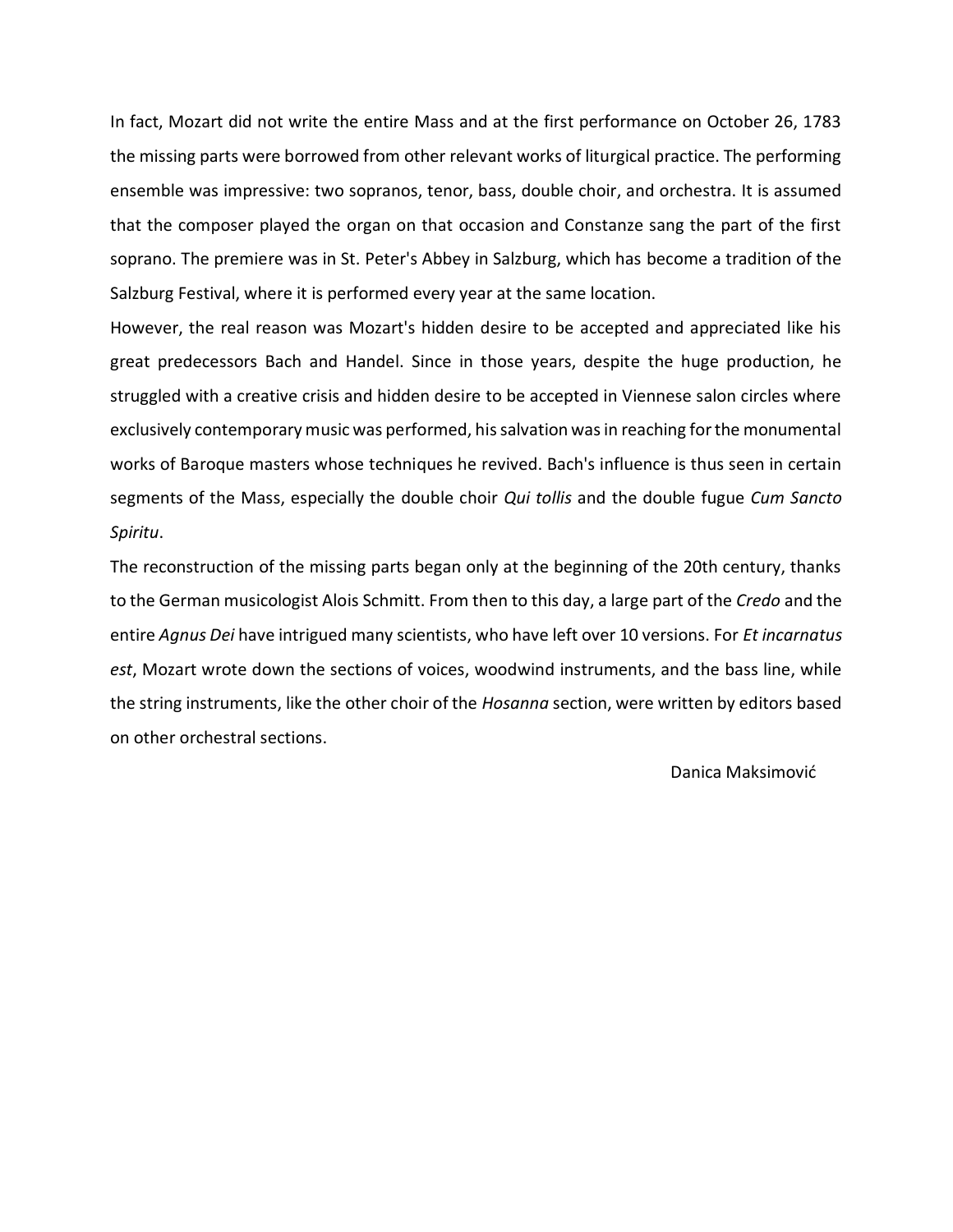In fact, Mozart did not write the entire Mass and at the first performance on October 26, 1783 the missing parts were borrowed from other relevant works of liturgical practice. The performing ensemble was impressive: two sopranos, tenor, bass, double choir, and orchestra. It is assumed that the composer played the organ on that occasion and Constanze sang the part of the first soprano. The premiere was in St. Peter's Abbey in Salzburg, which has become a tradition of the Salzburg Festival, where it is performed every year at the same location.

However, the real reason was Mozart's hidden desire to be accepted and appreciated like his great predecessors Bach and Handel. Since in those years, despite the huge production, he struggled with a creative crisis and hidden desire to be accepted in Viennese salon circles where exclusively contemporary music was performed, his salvation was in reaching for the monumental works of Baroque masters whose techniques he revived. Bach's influence is thus seen in certain segments of the Mass, especially the double choir *Qui tollis* and the double fugue *Cum Sancto Spiritu*.

The reconstruction of the missing parts began only at the beginning of the 20th century, thanks to the German musicologist Alois Schmitt. From then to this day, a large part of the *Credo* and the entire *Agnus Dei* have intrigued many scientists, who have left over 10 versions. For *Et incarnatus est*, Mozart wrote down the sections of voices, woodwind instruments, and the bass line, while the string instruments, like the other choir of the *Hosanna* section, were written by editors based on other orchestral sections.

Danica Maksimović